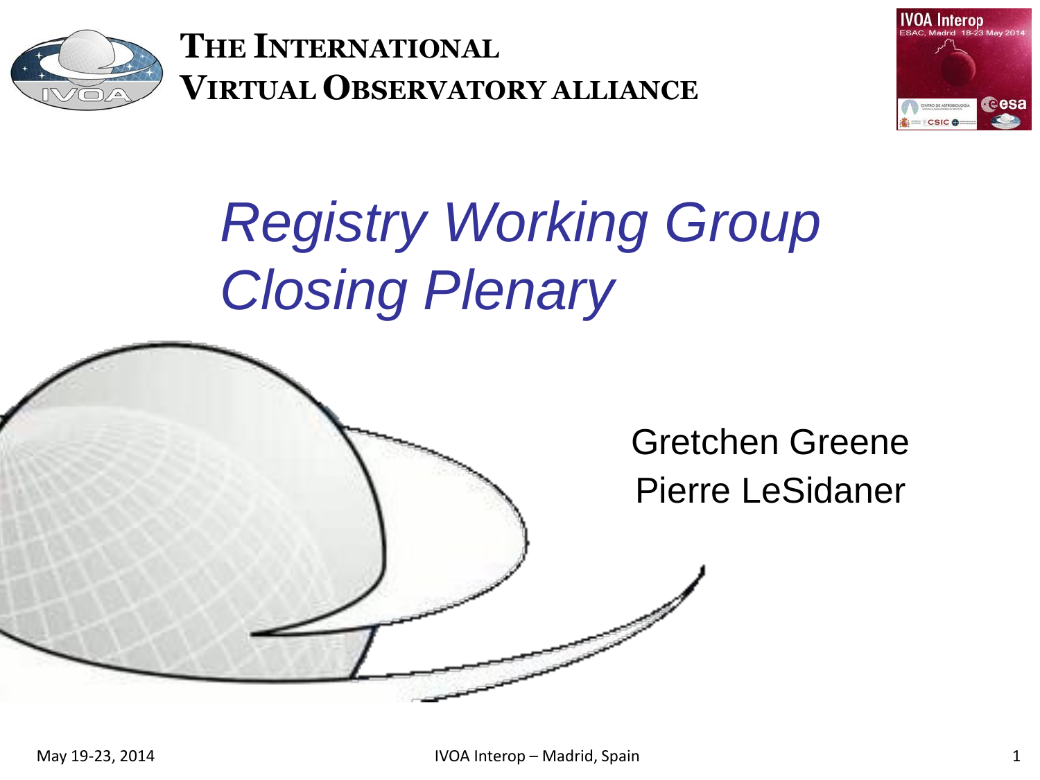**THE INTERNATIONAL VIRTUAL OBSERVATORY ALLIANCE**

# Registry Working Group Closing Plenary

Gretchen Greene

Pierre LeSidaner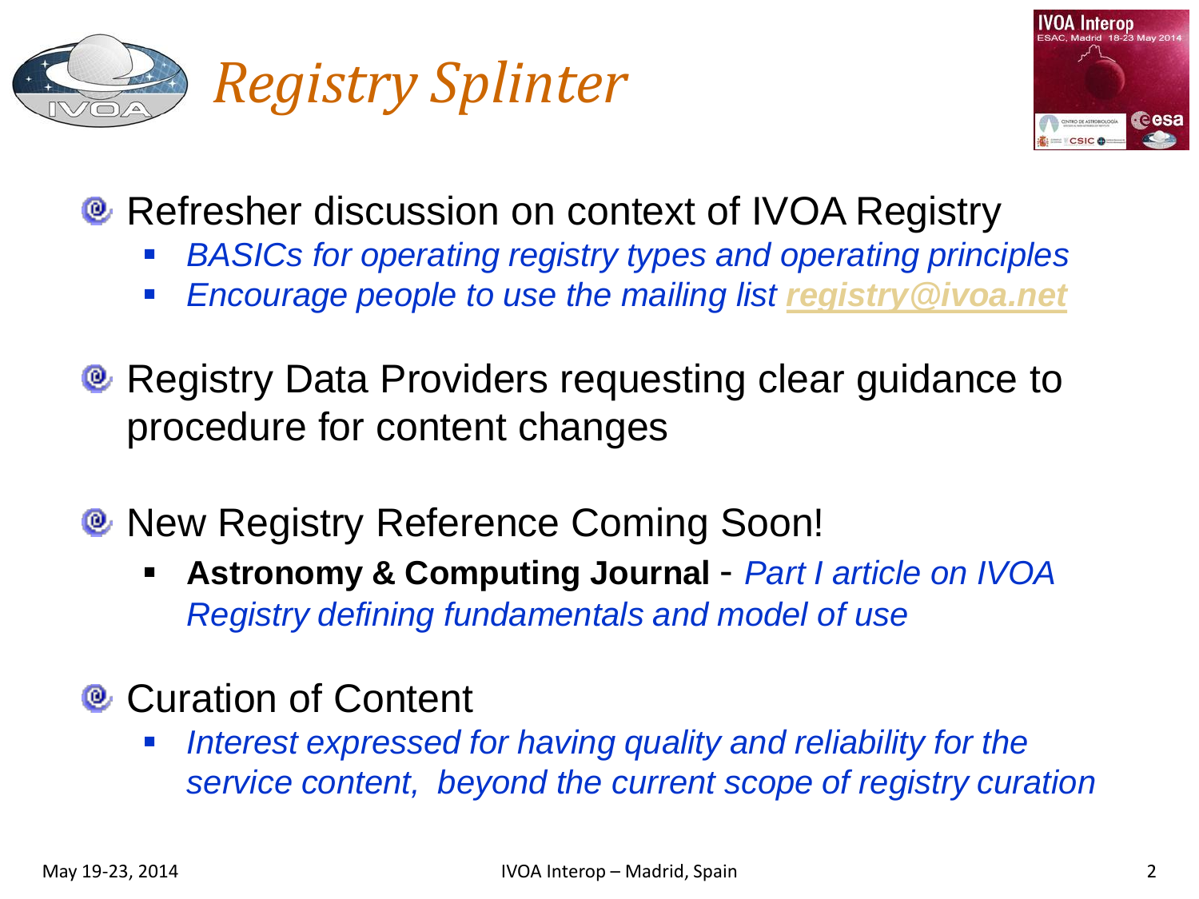# *Registry Splinter*

- Refresher discussion on context of IVOA Registry
  - *BASICs for operating registry types and operating principles*
  - *Encourage people to use the mailing list **registry@ivoa.net***

- Registry Data Providers requesting clear guidance to procedure for content changes

- New Registry Reference Coming Soon!
  - **Astronomy & Computing Journal** - *Part I article on IVOA Registry defining fundamentals and model of use*

- Curation of Content
  - *Interest expressed for having quality and reliability for the service content, beyond the current scope of registry curation*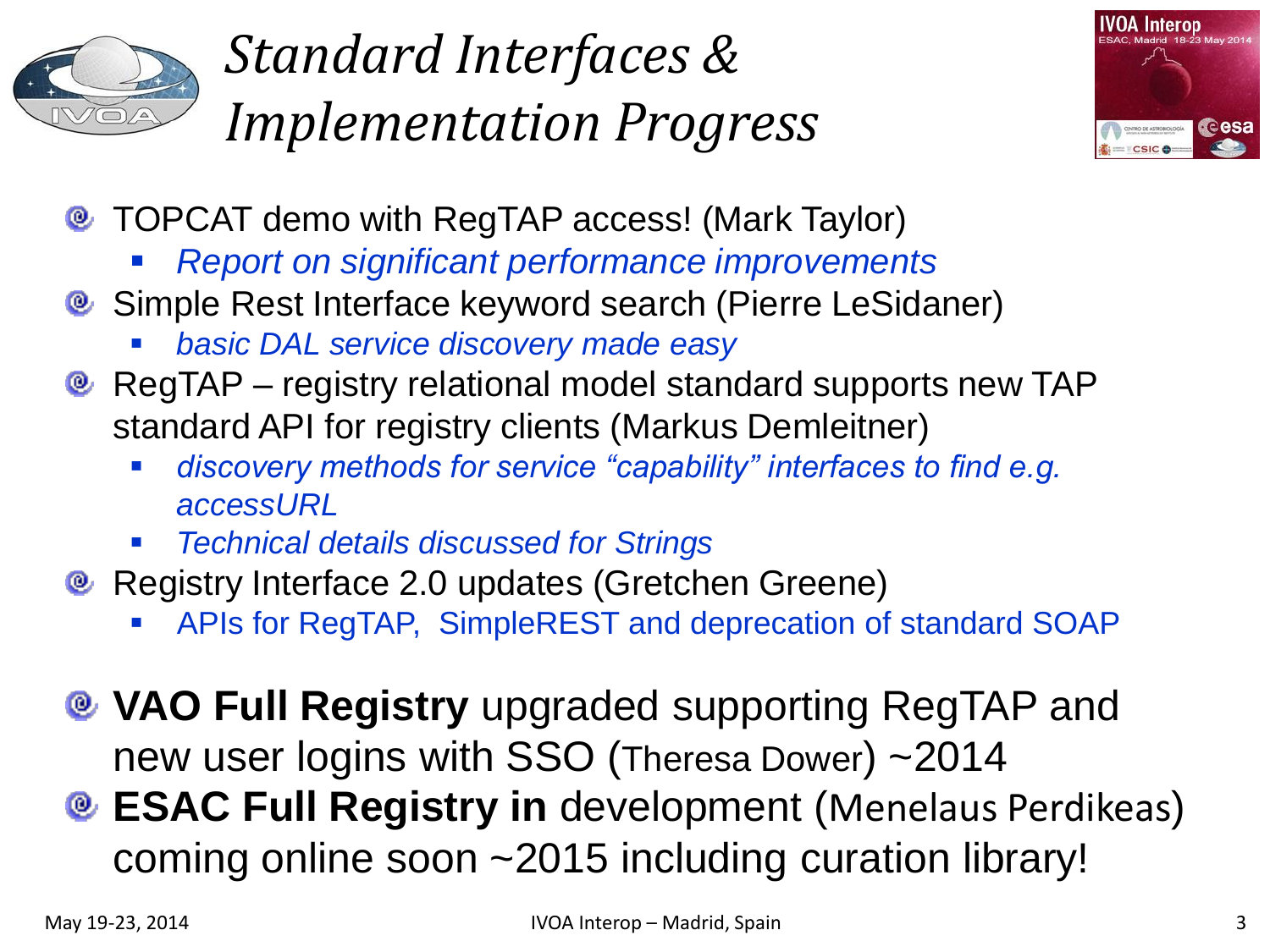# *Standard Interfaces & Implementation Progress*

- TOPCAT demo with RegTAP access! (Mark Taylor)
  - *Report on significant performance improvements*
- Simple Rest Interface keyword search (Pierre LeSidaner)
  - *basic DAL service discovery made easy*
- RegTAP – registry relational model standard supports new TAP standard API for registry clients (Markus Demleitner)
  - *discovery methods for service "capability" interfaces to find e.g. accessURL*
  - *Technical details discussed for Strings*
- Registry Interface 2.0 updates (Gretchen Greene)
  - APIs for RegTAP, SimpleREST and deprecation of standard SOAP

- **VAO Full Registry** upgraded supporting RegTAP and new user logins with SSO (Theresa Dower) ~2014
- **ESAC Full Registry in** development (Menelaus Perdikeas) coming online soon ~2015 including curation library!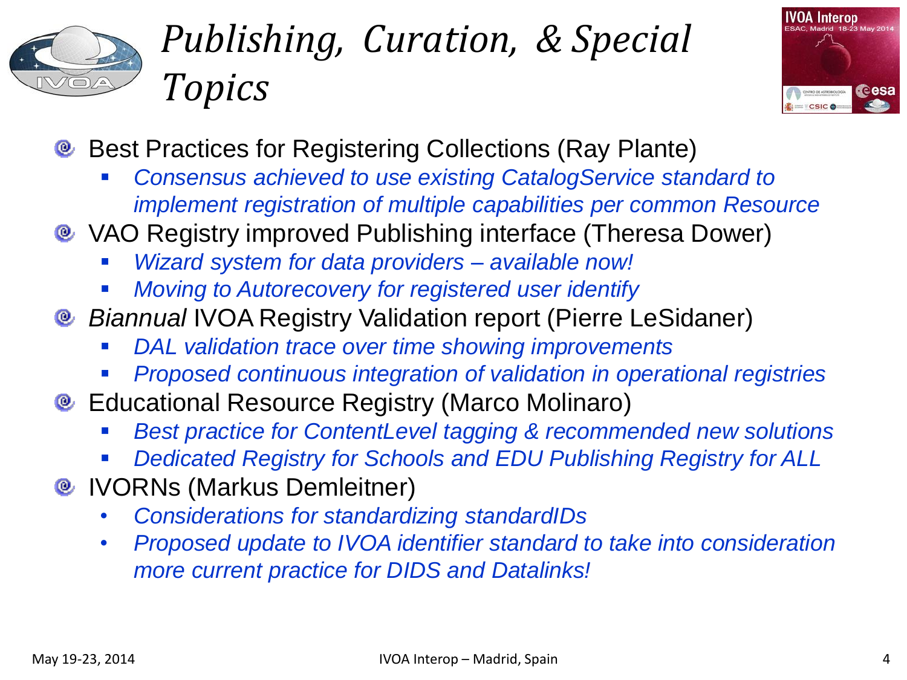# *Publishing, Curation, & Special Topics*

- Best Practices for Registering Collections (Ray Plante)
  - *Consensus achieved to use existing CatalogService standard to implement registration of multiple capabilities per common Resource*
- VAO Registry improved Publishing interface (Theresa Dower)
  - *Wizard system for data providers – available now!*
  - *Moving to Autorecovery for registered user identify*
- *Biannual* IVOA Registry Validation report (Pierre LeSidaner)
  - *DAL validation trace over time showing improvements*
  - *Proposed continuous integration of validation in operational registries*
- Educational Resource Registry (Marco Molinaro)
  - *Best practice for ContentLevel tagging & recommended new solutions*
  - *Dedicated Registry for Schools and EDU Publishing Registry for ALL*
- IVORNs (Markus Demleitner)
  - *Considerations for standardizing standardIDs*
  - *Proposed update to IVOA identifier standard to take into consideration more current practice for DIDS and Datalinks!*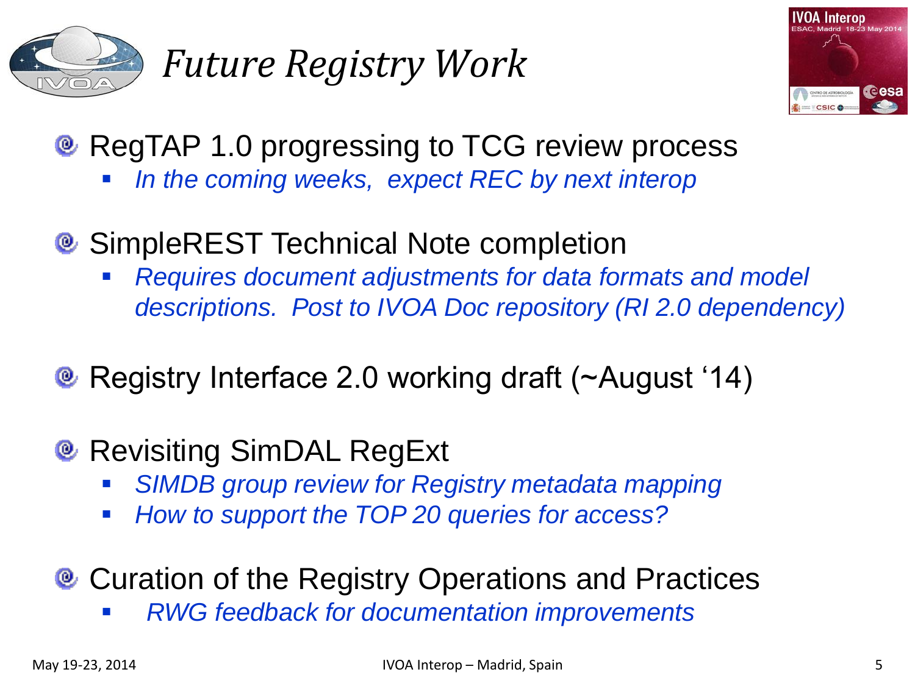# Future Registry Work

- RegTAP 1.0 progressing to TCG review process
  - *In the coming weeks, expect REC by next interop*
- SimpleREST Technical Note completion
  - *Requires document adjustments for data formats and model descriptions. Post to IVOA Doc repository (RI 2.0 dependency)*
- Registry Interface 2.0 working draft (~August '14)
- Revisiting SimDAL RegExt
  - *SIMDB group review for Registry metadata mapping*
  - *How to support the TOP 20 queries for access?*
- Curation of the Registry Operations and Practices
  - *RWG feedback for documentation improvements*